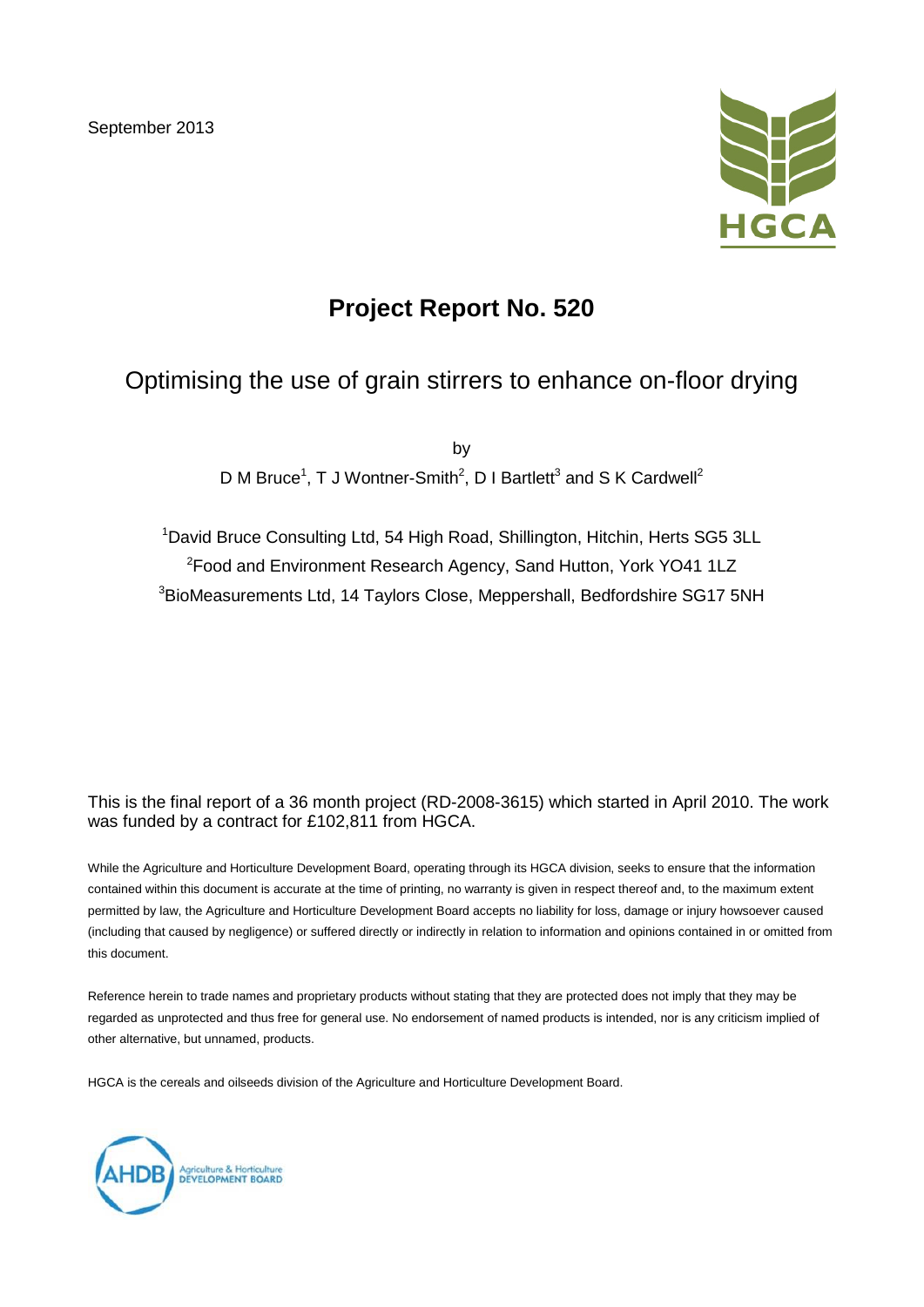September 2013

HGCA

# Project Report No. 520

## Optimising the use of grain stirrers to enhance on-floor drying

by

D M Bruce[1], T J Wontner-Smith[2], D I Bartlett[3] and S K Cardwell[2]

[1]David Bruce Consulting Ltd, 54 High Road, Shillington, Hitchin, Herts SG5 3LL
[2]Food and Environment Research Agency, Sand Hutton, York YO41 1LZ
[3]BioMeasurements Ltd, 14 Taylors Close, Meppershall, Bedfordshire SG17 5NH

This is the final report of a 36 month project (RD-2008-3615) which started in April 2010. The work was funded by a contract for £102,811 from HGCA.

While the Agriculture and Horticulture Development Board, operating through its HGCA division, seeks to ensure that the information contained within this document is accurate at the time of printing, no warranty is given in respect thereof and, to the maximum extent permitted by law, the Agriculture and Horticulture Development Board accepts no liability for loss, damage or injury howsoever caused (including that caused by negligence) or suffered directly or indirectly in relation to information and opinions contained in or omitted from this document.

Reference herein to trade names and proprietary products without stating that they are protected does not imply that they may be regarded as unprotected and thus free for general use. No endorsement of named products is intended, nor is any criticism implied of other alternative, but unnamed, products.

HGCA is the cereals and oilseeds division of the Agriculture and Horticulture Development Board.

AHDB Agriculture & Horticulture DEVELOPMENT BOARD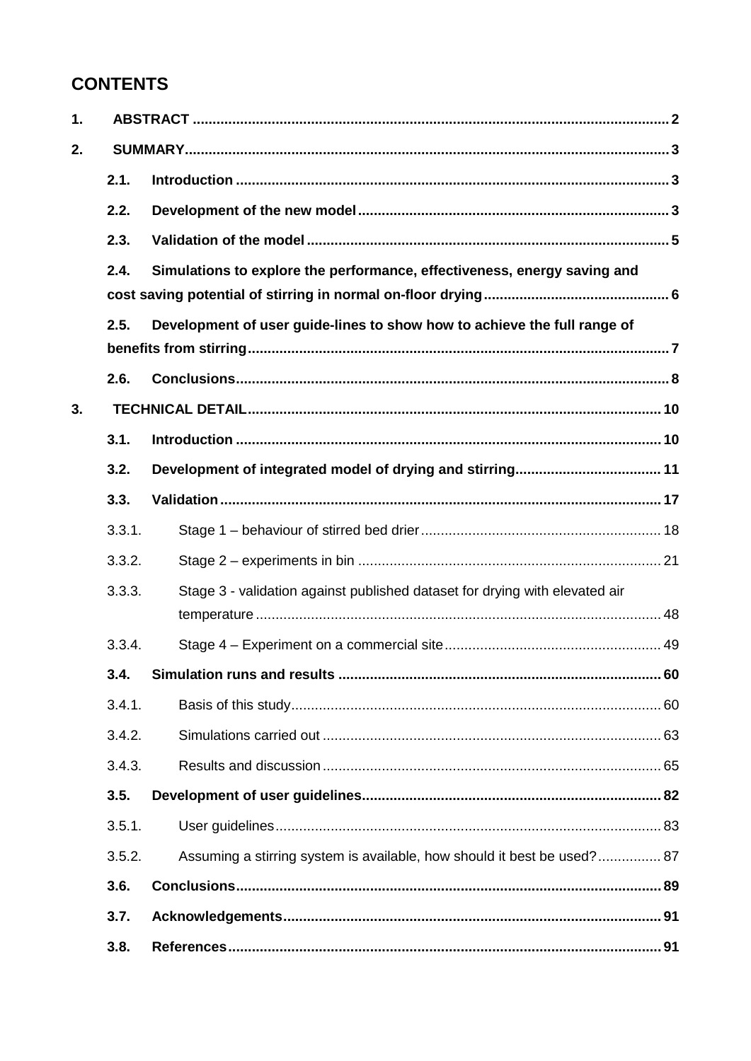# CONTENTS

1. **ABSTRACT** .......... 2
2. **SUMMARY** .......... 3
   - **2.1. Introduction** .......... 3
   - **2.2. Development of the new model** .......... 3
   - **2.3. Validation of the model** .......... 5
   - **2.4. Simulations to explore the performance, effectiveness, energy saving and cost saving potential of stirring in normal on-floor drying** .......... 6
   - **2.5. Development of user guide-lines to show how to achieve the full range of benefits from stirring** .......... 7
   - **2.6. Conclusions** .......... 8
3. **TECHNICAL DETAIL** .......... 10
   - **3.1. Introduction** .......... 10
   - **3.2. Development of integrated model of drying and stirring** .......... 11
   - **3.3. Validation** .......... 17
     - 3.3.1. Stage 1 – behaviour of stirred bed drier .......... 18
     - 3.3.2. Stage 2 – experiments in bin .......... 21
     - 3.3.3. Stage 3 - validation against published dataset for drying with elevated air temperature .......... 48
     - 3.3.4. Stage 4 – Experiment on a commercial site .......... 49
   - **3.4. Simulation runs and results** .......... 60
     - 3.4.1. Basis of this study .......... 60
     - 3.4.2. Simulations carried out .......... 63
     - 3.4.3. Results and discussion .......... 65
   - **3.5. Development of user guidelines** .......... 82
     - 3.5.1. User guidelines .......... 83
     - 3.5.2. Assuming a stirring system is available, how should it best be used? .......... 87
   - **3.6. Conclusions** .......... 89
   - **3.7. Acknowledgements** .......... 91
   - **3.8. References** .......... 91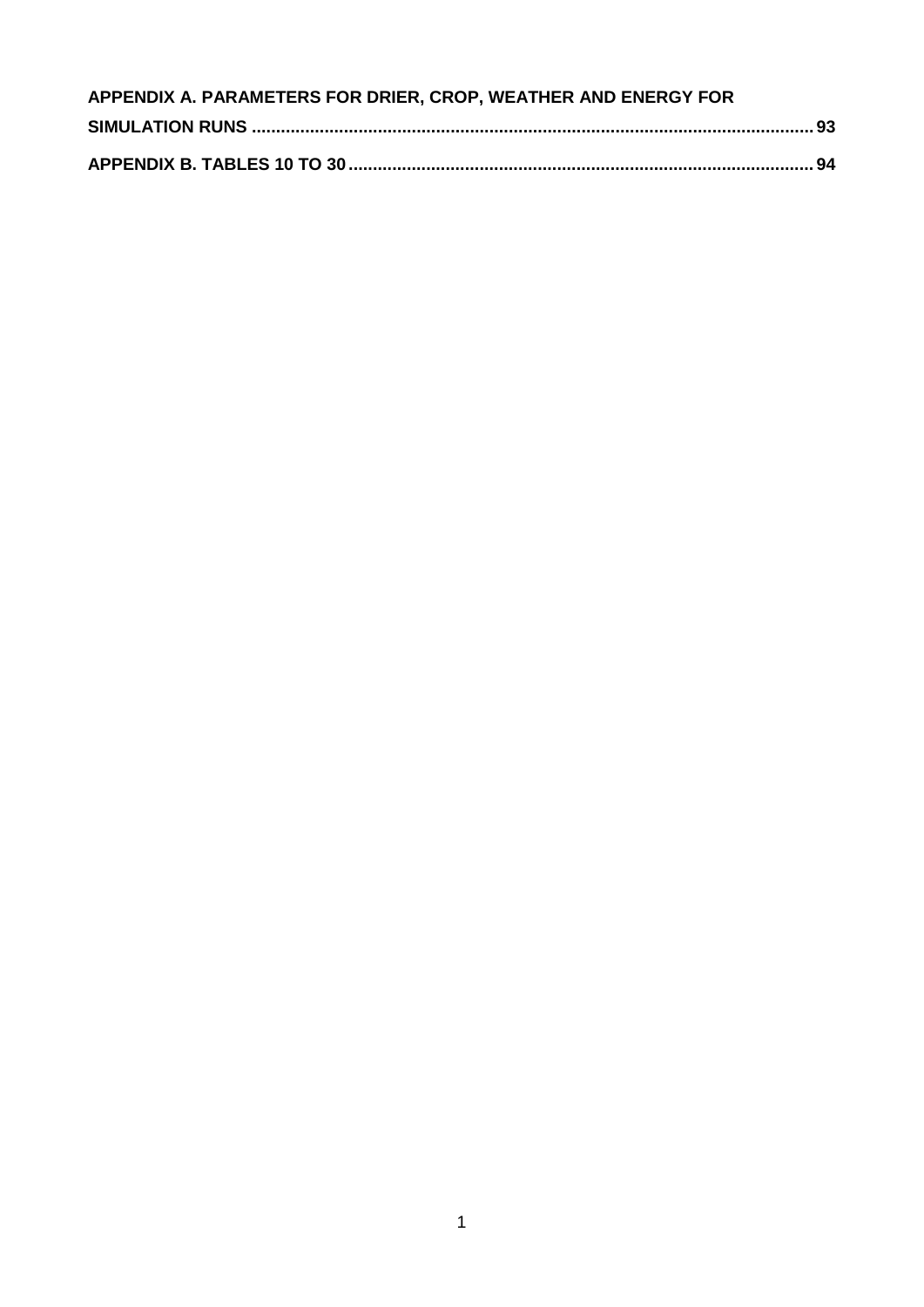**APPENDIX A. PARAMETERS FOR DRIER, CROP, WEATHER AND ENERGY FOR SIMULATION RUNS** ........................................................................................................................ **93**

**APPENDIX B. TABLES 10 TO 30** ........................................................................................................ **94**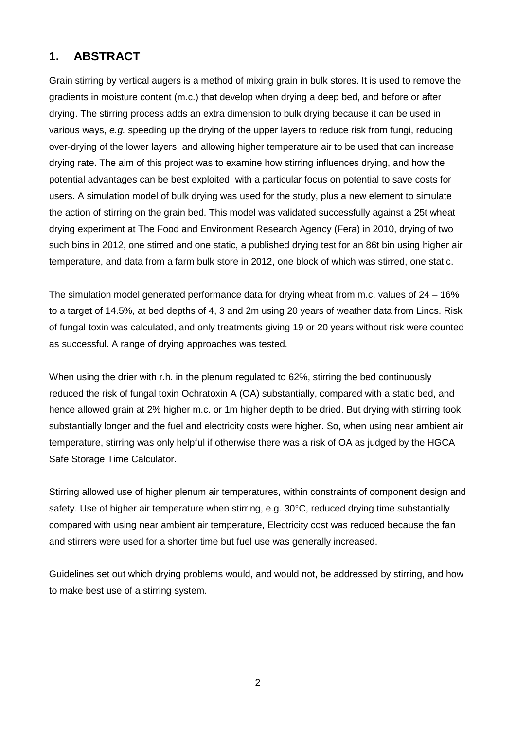# 1. ABSTRACT

Grain stirring by vertical augers is a method of mixing grain in bulk stores. It is used to remove the gradients in moisture content (m.c.) that develop when drying a deep bed, and before or after drying. The stirring process adds an extra dimension to bulk drying because it can be used in various ways, *e.g.* speeding up the drying of the upper layers to reduce risk from fungi, reducing over-drying of the lower layers, and allowing higher temperature air to be used that can increase drying rate. The aim of this project was to examine how stirring influences drying, and how the potential advantages can be best exploited, with a particular focus on potential to save costs for users. A simulation model of bulk drying was used for the study, plus a new element to simulate the action of stirring on the grain bed. This model was validated successfully against a 25t wheat drying experiment at The Food and Environment Research Agency (Fera) in 2010, drying of two such bins in 2012, one stirred and one static, a published drying test for an 86t bin using higher air temperature, and data from a farm bulk store in 2012, one block of which was stirred, one static.

The simulation model generated performance data for drying wheat from m.c. values of 24 – 16% to a target of 14.5%, at bed depths of 4, 3 and 2m using 20 years of weather data from Lincs. Risk of fungal toxin was calculated, and only treatments giving 19 or 20 years without risk were counted as successful. A range of drying approaches was tested.

When using the drier with r.h. in the plenum regulated to 62%, stirring the bed continuously reduced the risk of fungal toxin Ochratoxin A (OA) substantially, compared with a static bed, and hence allowed grain at 2% higher m.c. or 1m higher depth to be dried. But drying with stirring took substantially longer and the fuel and electricity costs were higher. So, when using near ambient air temperature, stirring was only helpful if otherwise there was a risk of OA as judged by the HGCA Safe Storage Time Calculator.

Stirring allowed use of higher plenum air temperatures, within constraints of component design and safety. Use of higher air temperature when stirring, e.g. 30°C, reduced drying time substantially compared with using near ambient air temperature, Electricity cost was reduced because the fan and stirrers were used for a shorter time but fuel use was generally increased.

Guidelines set out which drying problems would, and would not, be addressed by stirring, and how to make best use of a stirring system.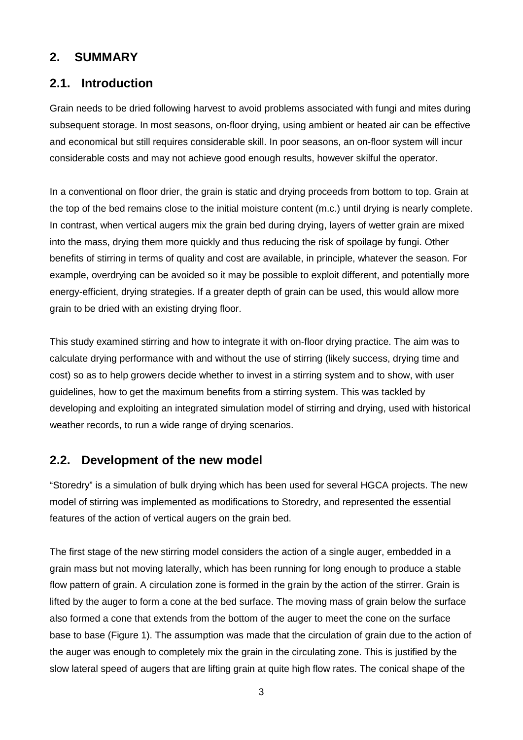## 2. SUMMARY

## 2.1. Introduction

Grain needs to be dried following harvest to avoid problems associated with fungi and mites during subsequent storage. In most seasons, on-floor drying, using ambient or heated air can be effective and economical but still requires considerable skill. In poor seasons, an on-floor system will incur considerable costs and may not achieve good enough results, however skilful the operator.

In a conventional on floor drier, the grain is static and drying proceeds from bottom to top. Grain at the top of the bed remains close to the initial moisture content (m.c.) until drying is nearly complete. In contrast, when vertical augers mix the grain bed during drying, layers of wetter grain are mixed into the mass, drying them more quickly and thus reducing the risk of spoilage by fungi. Other benefits of stirring in terms of quality and cost are available, in principle, whatever the season. For example, overdrying can be avoided so it may be possible to exploit different, and potentially more energy-efficient, drying strategies. If a greater depth of grain can be used, this would allow more grain to be dried with an existing drying floor.

This study examined stirring and how to integrate it with on-floor drying practice. The aim was to calculate drying performance with and without the use of stirring (likely success, drying time and cost) so as to help growers decide whether to invest in a stirring system and to show, with user guidelines, how to get the maximum benefits from a stirring system. This was tackled by developing and exploiting an integrated simulation model of stirring and drying, used with historical weather records, to run a wide range of drying scenarios.

## 2.2. Development of the new model

"Storedry" is a simulation of bulk drying which has been used for several HGCA projects. The new model of stirring was implemented as modifications to Storedry, and represented the essential features of the action of vertical augers on the grain bed.

The first stage of the new stirring model considers the action of a single auger, embedded in a grain mass but not moving laterally, which has been running for long enough to produce a stable flow pattern of grain. A circulation zone is formed in the grain by the action of the stirrer. Grain is lifted by the auger to form a cone at the bed surface. The moving mass of grain below the surface also formed a cone that extends from the bottom of the auger to meet the cone on the surface base to base (Figure 1). The assumption was made that the circulation of grain due to the action of the auger was enough to completely mix the grain in the circulating zone. This is justified by the slow lateral speed of augers that are lifting grain at quite high flow rates. The conical shape of the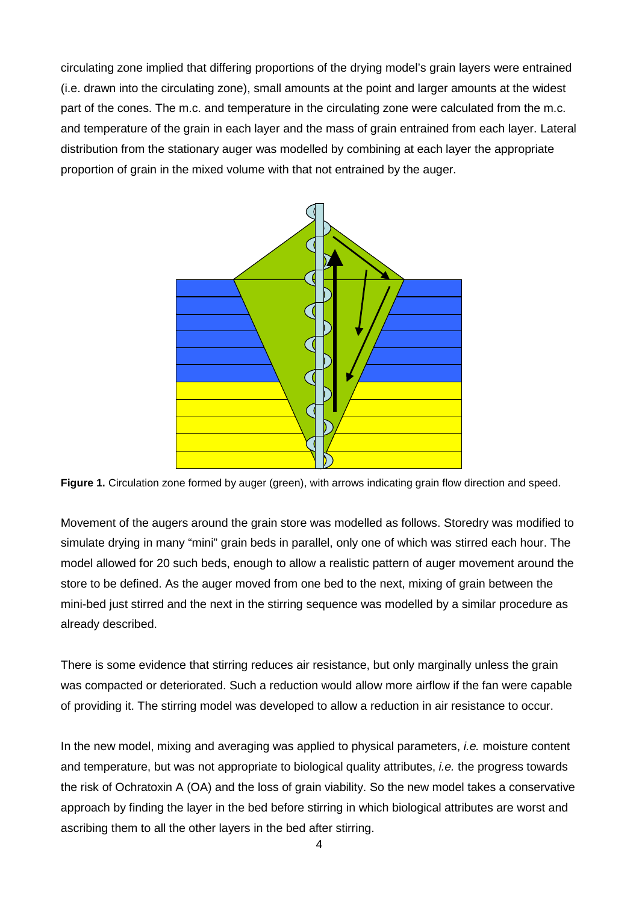circulating zone implied that differing proportions of the drying model's grain layers were entrained (i.e. drawn into the circulating zone), small amounts at the point and larger amounts at the widest part of the cones. The m.c. and temperature in the circulating zone were calculated from the m.c. and temperature of the grain in each layer and the mass of grain entrained from each layer. Lateral distribution from the stationary auger was modelled by combining at each layer the appropriate proportion of grain in the mixed volume with that not entrained by the auger.

**Figure 1.** Circulation zone formed by auger (green), with arrows indicating grain flow direction and speed.

Movement of the augers around the grain store was modelled as follows. Storedry was modified to simulate drying in many "mini" grain beds in parallel, only one of which was stirred each hour. The model allowed for 20 such beds, enough to allow a realistic pattern of auger movement around the store to be defined. As the auger moved from one bed to the next, mixing of grain between the mini-bed just stirred and the next in the stirring sequence was modelled by a similar procedure as already described.

There is some evidence that stirring reduces air resistance, but only marginally unless the grain was compacted or deteriorated. Such a reduction would allow more airflow if the fan were capable of providing it. The stirring model was developed to allow a reduction in air resistance to occur.

In the new model, mixing and averaging was applied to physical parameters, *i.e.* moisture content and temperature, but was not appropriate to biological quality attributes, *i.e.* the progress towards the risk of Ochratoxin A (OA) and the loss of grain viability. So the new model takes a conservative approach by finding the layer in the bed before stirring in which biological attributes are worst and ascribing them to all the other layers in the bed after stirring.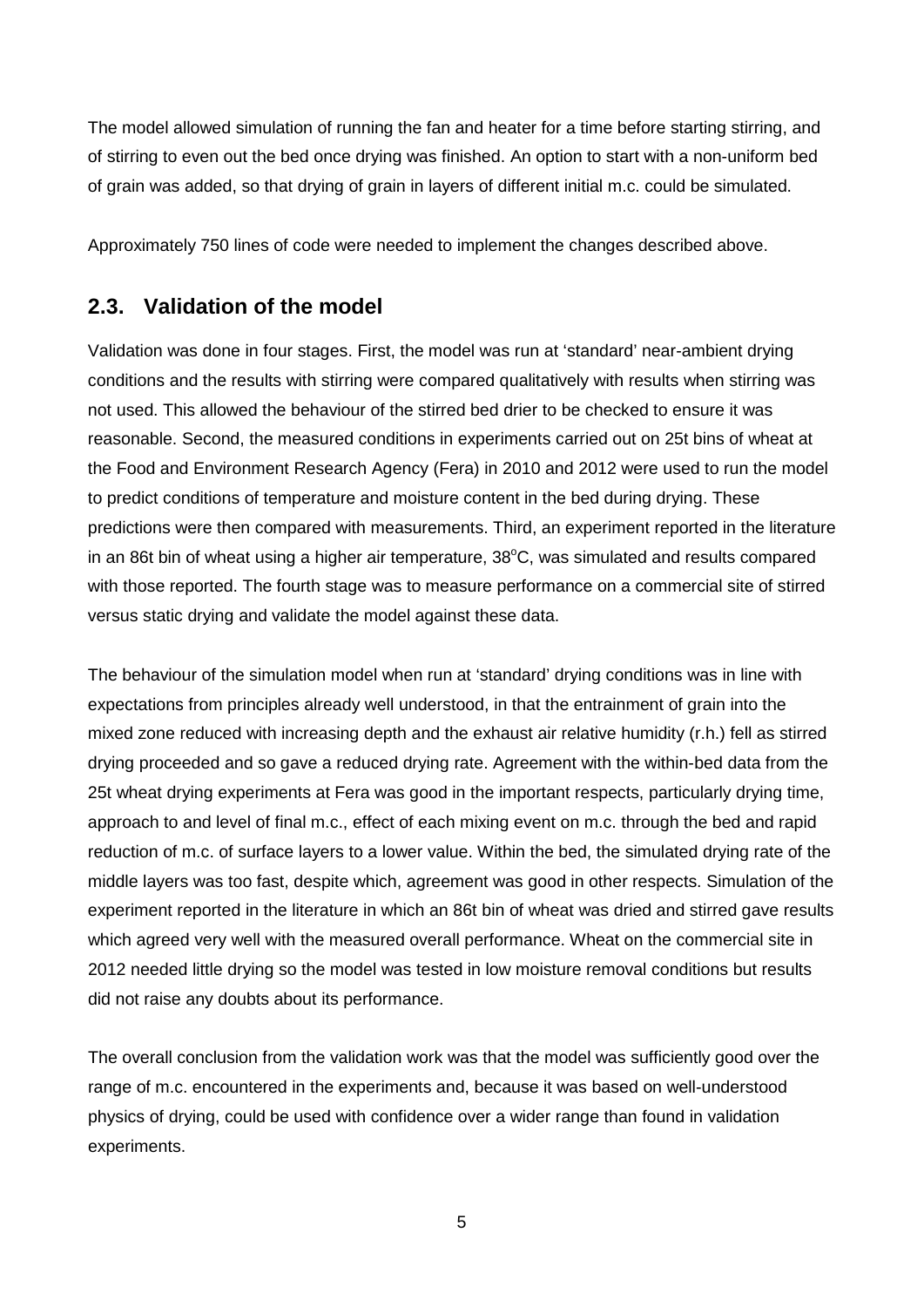The model allowed simulation of running the fan and heater for a time before starting stirring, and of stirring to even out the bed once drying was finished. An option to start with a non-uniform bed of grain was added, so that drying of grain in layers of different initial m.c. could be simulated.

Approximately 750 lines of code were needed to implement the changes described above.

## 2.3. Validation of the model

Validation was done in four stages. First, the model was run at 'standard' near-ambient drying conditions and the results with stirring were compared qualitatively with results when stirring was not used. This allowed the behaviour of the stirred bed drier to be checked to ensure it was reasonable. Second, the measured conditions in experiments carried out on 25t bins of wheat at the Food and Environment Research Agency (Fera) in 2010 and 2012 were used to run the model to predict conditions of temperature and moisture content in the bed during drying. These predictions were then compared with measurements. Third, an experiment reported in the literature in an 86t bin of wheat using a higher air temperature, 38$^{o}$C, was simulated and results compared with those reported. The fourth stage was to measure performance on a commercial site of stirred versus static drying and validate the model against these data.

The behaviour of the simulation model when run at 'standard' drying conditions was in line with expectations from principles already well understood, in that the entrainment of grain into the mixed zone reduced with increasing depth and the exhaust air relative humidity (r.h.) fell as stirred drying proceeded and so gave a reduced drying rate. Agreement with the within-bed data from the 25t wheat drying experiments at Fera was good in the important respects, particularly drying time, approach to and level of final m.c., effect of each mixing event on m.c. through the bed and rapid reduction of m.c. of surface layers to a lower value. Within the bed, the simulated drying rate of the middle layers was too fast, despite which, agreement was good in other respects. Simulation of the experiment reported in the literature in which an 86t bin of wheat was dried and stirred gave results which agreed very well with the measured overall performance. Wheat on the commercial site in 2012 needed little drying so the model was tested in low moisture removal conditions but results did not raise any doubts about its performance.

The overall conclusion from the validation work was that the model was sufficiently good over the range of m.c. encountered in the experiments and, because it was based on well-understood physics of drying, could be used with confidence over a wider range than found in validation experiments.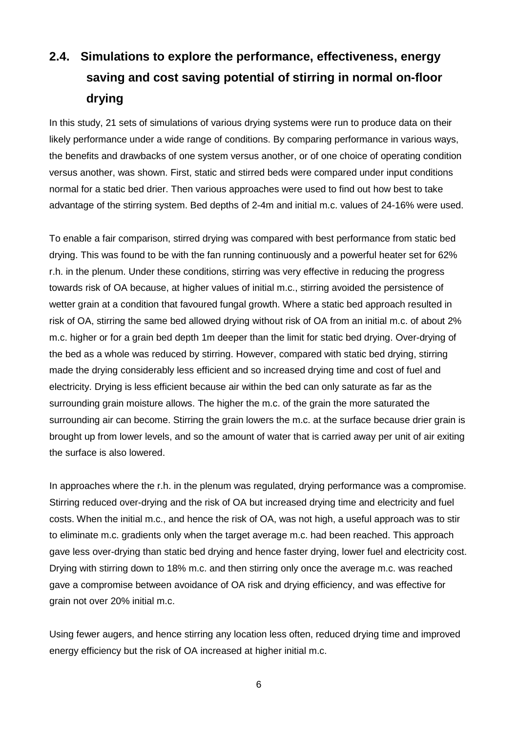## 2.4. Simulations to explore the performance, effectiveness, energy saving and cost saving potential of stirring in normal on-floor drying

In this study, 21 sets of simulations of various drying systems were run to produce data on their likely performance under a wide range of conditions. By comparing performance in various ways, the benefits and drawbacks of one system versus another, or of one choice of operating condition versus another, was shown. First, static and stirred beds were compared under input conditions normal for a static bed drier. Then various approaches were used to find out how best to take advantage of the stirring system. Bed depths of 2-4m and initial m.c. values of 24-16% were used.

To enable a fair comparison, stirred drying was compared with best performance from static bed drying. This was found to be with the fan running continuously and a powerful heater set for 62% r.h. in the plenum. Under these conditions, stirring was very effective in reducing the progress towards risk of OA because, at higher values of initial m.c., stirring avoided the persistence of wetter grain at a condition that favoured fungal growth. Where a static bed approach resulted in risk of OA, stirring the same bed allowed drying without risk of OA from an initial m.c. of about 2% m.c. higher or for a grain bed depth 1m deeper than the limit for static bed drying. Over-drying of the bed as a whole was reduced by stirring. However, compared with static bed drying, stirring made the drying considerably less efficient and so increased drying time and cost of fuel and electricity. Drying is less efficient because air within the bed can only saturate as far as the surrounding grain moisture allows. The higher the m.c. of the grain the more saturated the surrounding air can become. Stirring the grain lowers the m.c. at the surface because drier grain is brought up from lower levels, and so the amount of water that is carried away per unit of air exiting the surface is also lowered.

In approaches where the r.h. in the plenum was regulated, drying performance was a compromise. Stirring reduced over-drying and the risk of OA but increased drying time and electricity and fuel costs. When the initial m.c., and hence the risk of OA, was not high, a useful approach was to stir to eliminate m.c. gradients only when the target average m.c. had been reached. This approach gave less over-drying than static bed drying and hence faster drying, lower fuel and electricity cost. Drying with stirring down to 18% m.c. and then stirring only once the average m.c. was reached gave a compromise between avoidance of OA risk and drying efficiency, and was effective for grain not over 20% initial m.c.

Using fewer augers, and hence stirring any location less often, reduced drying time and improved energy efficiency but the risk of OA increased at higher initial m.c.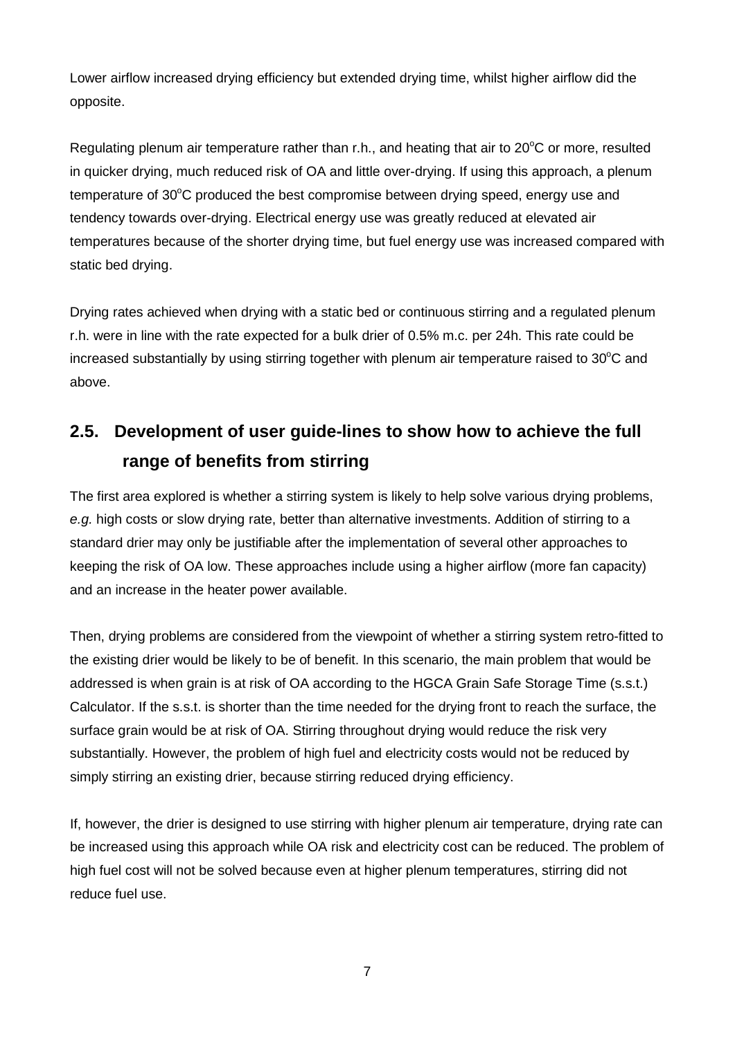Lower airflow increased drying efficiency but extended drying time, whilst higher airflow did the opposite.

Regulating plenum air temperature rather than r.h., and heating that air to 20$^{o}$C or more, resulted in quicker drying, much reduced risk of OA and little over-drying. If using this approach, a plenum temperature of 30$^{o}$C produced the best compromise between drying speed, energy use and tendency towards over-drying. Electrical energy use was greatly reduced at elevated air temperatures because of the shorter drying time, but fuel energy use was increased compared with static bed drying.

Drying rates achieved when drying with a static bed or continuous stirring and a regulated plenum r.h. were in line with the rate expected for a bulk drier of 0.5% m.c. per 24h. This rate could be increased substantially by using stirring together with plenum air temperature raised to 30$^{o}$C and above.

## 2.5. Development of user guide-lines to show how to achieve the full range of benefits from stirring

The first area explored is whether a stirring system is likely to help solve various drying problems, *e.g.* high costs or slow drying rate, better than alternative investments. Addition of stirring to a standard drier may only be justifiable after the implementation of several other approaches to keeping the risk of OA low. These approaches include using a higher airflow (more fan capacity) and an increase in the heater power available.

Then, drying problems are considered from the viewpoint of whether a stirring system retro-fitted to the existing drier would be likely to be of benefit. In this scenario, the main problem that would be addressed is when grain is at risk of OA according to the HGCA Grain Safe Storage Time (s.s.t.) Calculator. If the s.s.t. is shorter than the time needed for the drying front to reach the surface, the surface grain would be at risk of OA. Stirring throughout drying would reduce the risk very substantially. However, the problem of high fuel and electricity costs would not be reduced by simply stirring an existing drier, because stirring reduced drying efficiency.

If, however, the drier is designed to use stirring with higher plenum air temperature, drying rate can be increased using this approach while OA risk and electricity cost can be reduced. The problem of high fuel cost will not be solved because even at higher plenum temperatures, stirring did not reduce fuel use.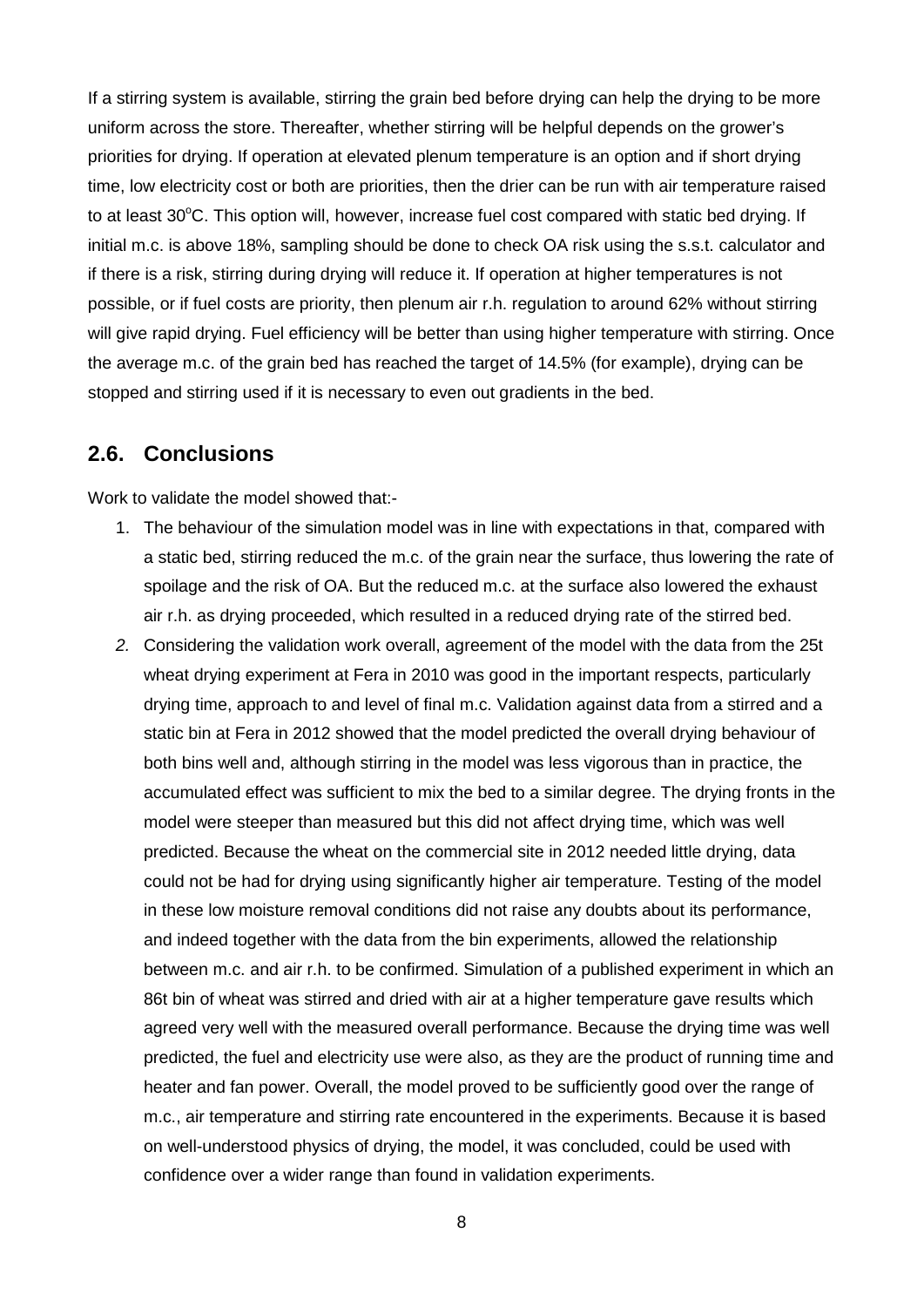If a stirring system is available, stirring the grain bed before drying can help the drying to be more uniform across the store. Thereafter, whether stirring will be helpful depends on the grower's priorities for drying. If operation at elevated plenum temperature is an option and if short drying time, low electricity cost or both are priorities, then the drier can be run with air temperature raised to at least 30$^{o}$C. This option will, however, increase fuel cost compared with static bed drying. If initial m.c. is above 18%, sampling should be done to check OA risk using the s.s.t. calculator and if there is a risk, stirring during drying will reduce it. If operation at higher temperatures is not possible, or if fuel costs are priority, then plenum air r.h. regulation to around 62% without stirring will give rapid drying. Fuel efficiency will be better than using higher temperature with stirring. Once the average m.c. of the grain bed has reached the target of 14.5% (for example), drying can be stopped and stirring used if it is necessary to even out gradients in the bed.

## 2.6. Conclusions

Work to validate the model showed that:-

1. The behaviour of the simulation model was in line with expectations in that, compared with a static bed, stirring reduced the m.c. of the grain near the surface, thus lowering the rate of spoilage and the risk of OA. But the reduced m.c. at the surface also lowered the exhaust air r.h. as drying proceeded, which resulted in a reduced drying rate of the stirred bed.
2. Considering the validation work overall, agreement of the model with the data from the 25t wheat drying experiment at Fera in 2010 was good in the important respects, particularly drying time, approach to and level of final m.c. Validation against data from a stirred and a static bin at Fera in 2012 showed that the model predicted the overall drying behaviour of both bins well and, although stirring in the model was less vigorous than in practice, the accumulated effect was sufficient to mix the bed to a similar degree. The drying fronts in the model were steeper than measured but this did not affect drying time, which was well predicted. Because the wheat on the commercial site in 2012 needed little drying, data could not be had for drying using significantly higher air temperature. Testing of the model in these low moisture removal conditions did not raise any doubts about its performance, and indeed together with the data from the bin experiments, allowed the relationship between m.c. and air r.h. to be confirmed. Simulation of a published experiment in which an 86t bin of wheat was stirred and dried with air at a higher temperature gave results which agreed very well with the measured overall performance. Because the drying time was well predicted, the fuel and electricity use were also, as they are the product of running time and heater and fan power. Overall, the model proved to be sufficiently good over the range of m.c., air temperature and stirring rate encountered in the experiments. Because it is based on well-understood physics of drying, the model, it was concluded, could be used with confidence over a wider range than found in validation experiments.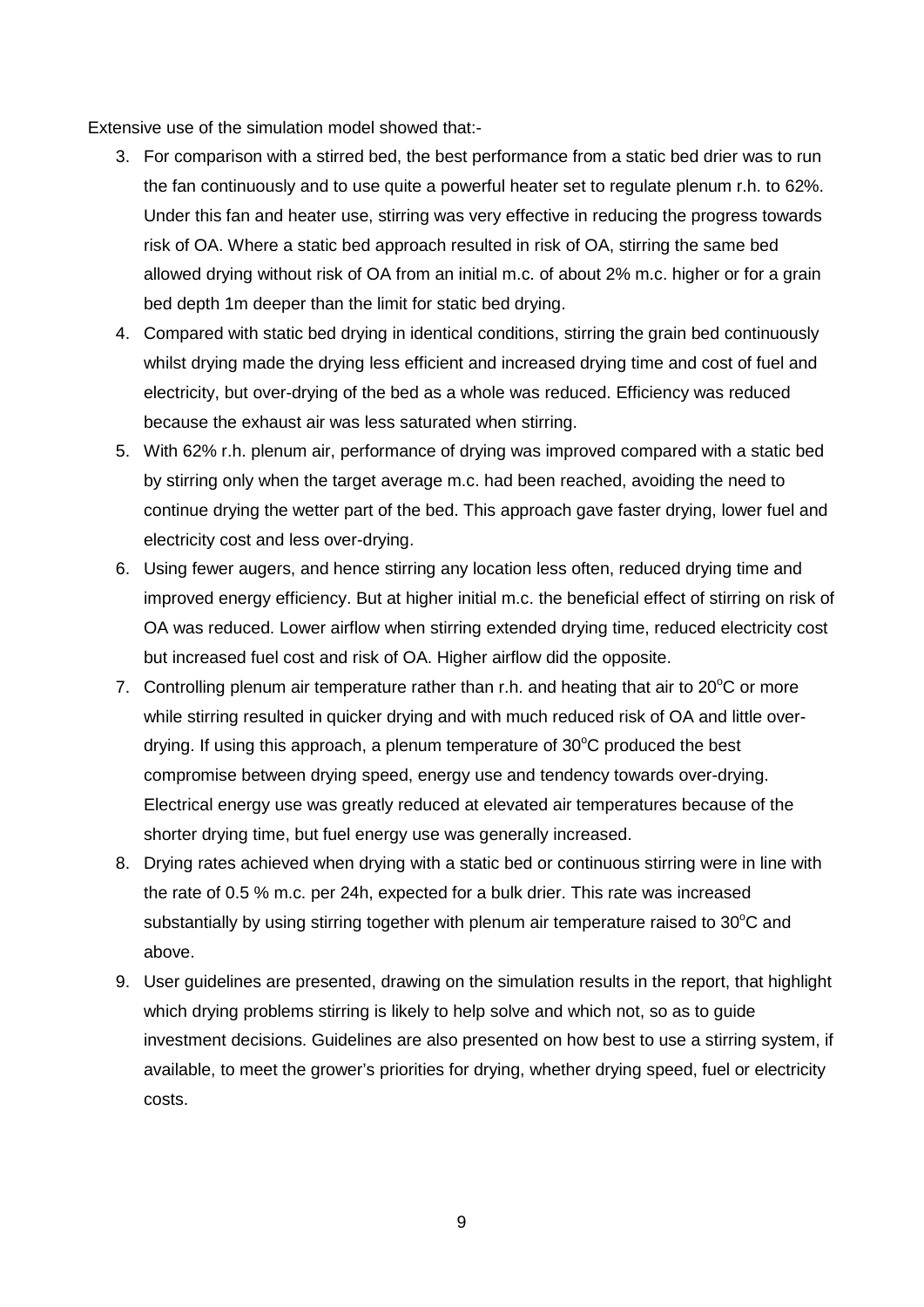Extensive use of the simulation model showed that:-

3. For comparison with a stirred bed, the best performance from a static bed drier was to run the fan continuously and to use quite a powerful heater set to regulate plenum r.h. to 62%. Under this fan and heater use, stirring was very effective in reducing the progress towards risk of OA. Where a static bed approach resulted in risk of OA, stirring the same bed allowed drying without risk of OA from an initial m.c. of about 2% m.c. higher or for a grain bed depth 1m deeper than the limit for static bed drying.
4. Compared with static bed drying in identical conditions, stirring the grain bed continuously whilst drying made the drying less efficient and increased drying time and cost of fuel and electricity, but over-drying of the bed as a whole was reduced. Efficiency was reduced because the exhaust air was less saturated when stirring.
5. With 62% r.h. plenum air, performance of drying was improved compared with a static bed by stirring only when the target average m.c. had been reached, avoiding the need to continue drying the wetter part of the bed. This approach gave faster drying, lower fuel and electricity cost and less over-drying.
6. Using fewer augers, and hence stirring any location less often, reduced drying time and improved energy efficiency. But at higher initial m.c. the beneficial effect of stirring on risk of OA was reduced. Lower airflow when stirring extended drying time, reduced electricity cost but increased fuel cost and risk of OA. Higher airflow did the opposite.
7. Controlling plenum air temperature rather than r.h. and heating that air to 20$^{o}$C or more while stirring resulted in quicker drying and with much reduced risk of OA and little over-drying. If using this approach, a plenum temperature of 30$^{o}$C produced the best compromise between drying speed, energy use and tendency towards over-drying. Electrical energy use was greatly reduced at elevated air temperatures because of the shorter drying time, but fuel energy use was generally increased.
8. Drying rates achieved when drying with a static bed or continuous stirring were in line with the rate of 0.5 % m.c. per 24h, expected for a bulk drier. This rate was increased substantially by using stirring together with plenum air temperature raised to 30$^{o}$C and above.
9. User guidelines are presented, drawing on the simulation results in the report, that highlight which drying problems stirring is likely to help solve and which not, so as to guide investment decisions. Guidelines are also presented on how best to use a stirring system, if available, to meet the grower's priorities for drying, whether drying speed, fuel or electricity costs.